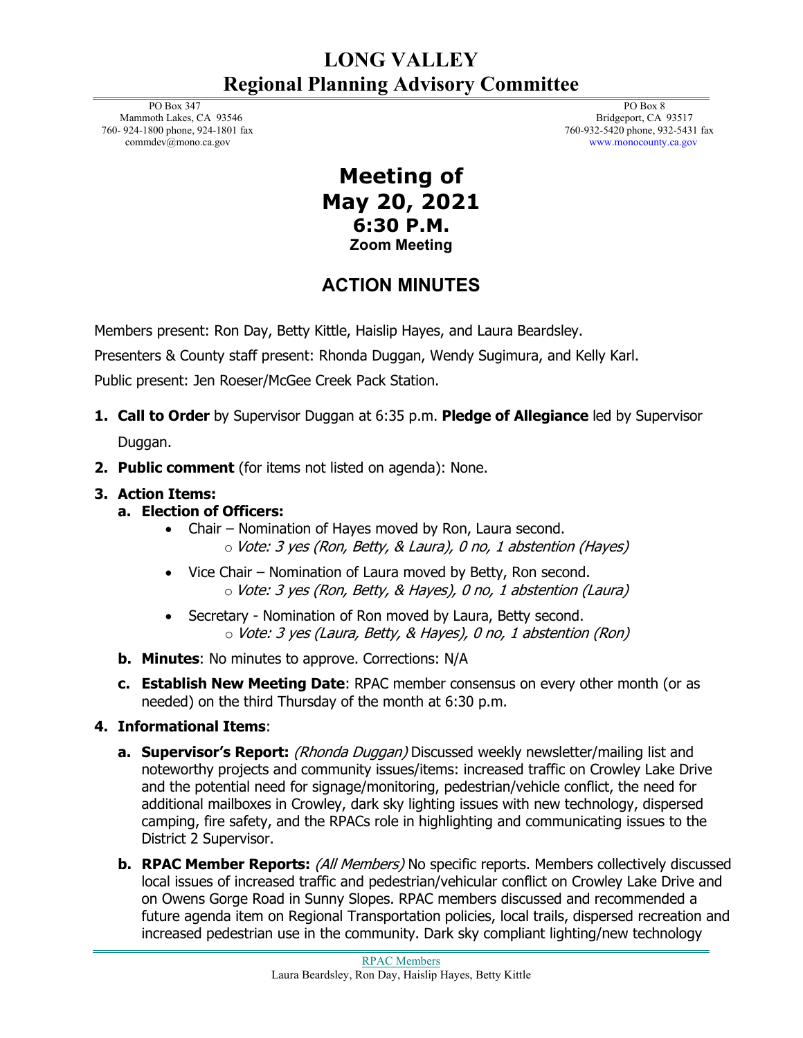# LONG VALLEY
# Regional Planning Advisory Committee

PO Box 347
Mammoth Lakes, CA 93546
760- 924-1800 phone, 924-1801 fax
commdev@mono.ca.gov

PO Box 8
Bridgeport, CA 93517
760-932-5420 phone, 932-5431 fax
www.monocounty.ca.gov

## Meeting of
## May 20, 2021
### 6:30 P.M.
**Zoom Meeting**

## ACTION MINUTES

Members present: Ron Day, Betty Kittle, Haislip Hayes, and Laura Beardsley.

Presenters & County staff present: Rhonda Duggan, Wendy Sugimura, and Kelly Karl.

Public present: Jen Roeser/McGee Creek Pack Station.

1. **Call to Order** by Supervisor Duggan at 6:35 p.m. **Pledge of Allegiance** led by Supervisor Duggan.
2. **Public comment** (for items not listed on agenda): None.
3. **Action Items:**
   a. **Election of Officers:**
      - Chair – Nomination of Hayes moved by Ron, Laura second.
        - *Vote: 3 yes (Ron, Betty, & Laura), 0 no, 1 abstention (Hayes)*
      - Vice Chair – Nomination of Laura moved by Betty, Ron second.
        - *Vote: 3 yes (Ron, Betty, & Hayes), 0 no, 1 abstention (Laura)*
      - Secretary - Nomination of Ron moved by Laura, Betty second.
        - *Vote: 3 yes (Laura, Betty, & Hayes), 0 no, 1 abstention (Ron)*

   b. **Minutes**: No minutes to approve. Corrections: N/A

   c. **Establish New Meeting Date**: RPAC member consensus on every other month (or as needed) on the third Thursday of the month at 6:30 p.m.
4. **Informational Items**:
   a. **Supervisor's Report:** *(Rhonda Duggan)* Discussed weekly newsletter/mailing list and noteworthy projects and community issues/items: increased traffic on Crowley Lake Drive and the potential need for signage/monitoring, pedestrian/vehicle conflict, the need for additional mailboxes in Crowley, dark sky lighting issues with new technology, dispersed camping, fire safety, and the RPACs role in highlighting and communicating issues to the District 2 Supervisor.

   b. **RPAC Member Reports:** *(All Members)* No specific reports. Members collectively discussed local issues of increased traffic and pedestrian/vehicular conflict on Crowley Lake Drive and on Owens Gorge Road in Sunny Slopes. RPAC members discussed and recommended a future agenda item on Regional Transportation policies, local trails, dispersed recreation and increased pedestrian use in the community. Dark sky compliant lighting/new technology

RPAC Members
Laura Beardsley, Ron Day, Haislip Hayes, Betty Kittle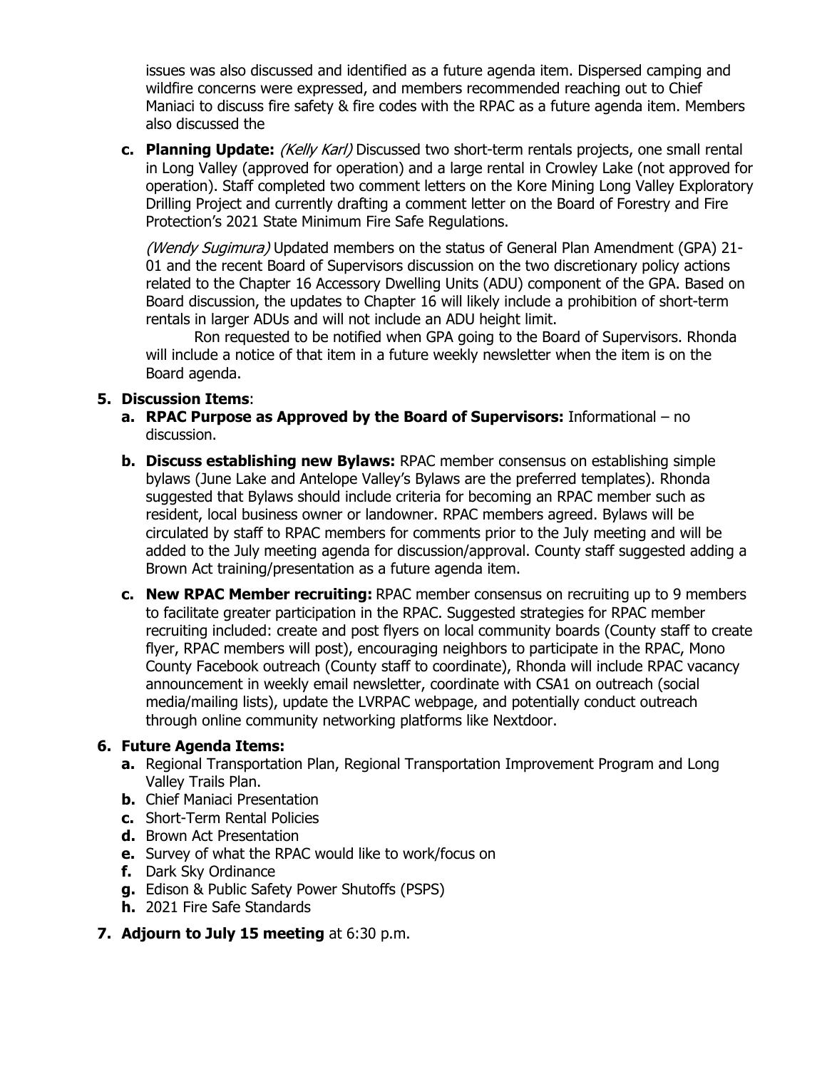issues was also discussed and identified as a future agenda item. Dispersed camping and wildfire concerns were expressed, and members recommended reaching out to Chief Maniaci to discuss fire safety & fire codes with the RPAC as a future agenda item. Members also discussed the

**c. Planning Update:** *(Kelly Karl)* Discussed two short-term rentals projects, one small rental in Long Valley (approved for operation) and a large rental in Crowley Lake (not approved for operation). Staff completed two comment letters on the Kore Mining Long Valley Exploratory Drilling Project and currently drafting a comment letter on the Board of Forestry and Fire Protection's 2021 State Minimum Fire Safe Regulations.

*(Wendy Sugimura)* Updated members on the status of General Plan Amendment (GPA) 21-01 and the recent Board of Supervisors discussion on the two discretionary policy actions related to the Chapter 16 Accessory Dwelling Units (ADU) component of the GPA. Based on Board discussion, the updates to Chapter 16 will likely include a prohibition of short-term rentals in larger ADUs and will not include an ADU height limit.

Ron requested to be notified when GPA going to the Board of Supervisors. Rhonda will include a notice of that item in a future weekly newsletter when the item is on the Board agenda.

**5. Discussion Items**:

**a. RPAC Purpose as Approved by the Board of Supervisors:** Informational – no discussion.

**b. Discuss establishing new Bylaws:** RPAC member consensus on establishing simple bylaws (June Lake and Antelope Valley's Bylaws are the preferred templates). Rhonda suggested that Bylaws should include criteria for becoming an RPAC member such as resident, local business owner or landowner. RPAC members agreed. Bylaws will be circulated by staff to RPAC members for comments prior to the July meeting and will be added to the July meeting agenda for discussion/approval. County staff suggested adding a Brown Act training/presentation as a future agenda item.

**c. New RPAC Member recruiting:** RPAC member consensus on recruiting up to 9 members to facilitate greater participation in the RPAC. Suggested strategies for RPAC member recruiting included: create and post flyers on local community boards (County staff to create flyer, RPAC members will post), encouraging neighbors to participate in the RPAC, Mono County Facebook outreach (County staff to coordinate), Rhonda will include RPAC vacancy announcement in weekly email newsletter, coordinate with CSA1 on outreach (social media/mailing lists), update the LVRPAC webpage, and potentially conduct outreach through online community networking platforms like Nextdoor.

**6. Future Agenda Items:**

**a.** Regional Transportation Plan, Regional Transportation Improvement Program and Long Valley Trails Plan.

**b.** Chief Maniaci Presentation

**c.** Short-Term Rental Policies

**d.** Brown Act Presentation

**e.** Survey of what the RPAC would like to work/focus on

**f.** Dark Sky Ordinance

**g.** Edison & Public Safety Power Shutoffs (PSPS)

**h.** 2021 Fire Safe Standards

**7. Adjourn to July 15 meeting** at 6:30 p.m.